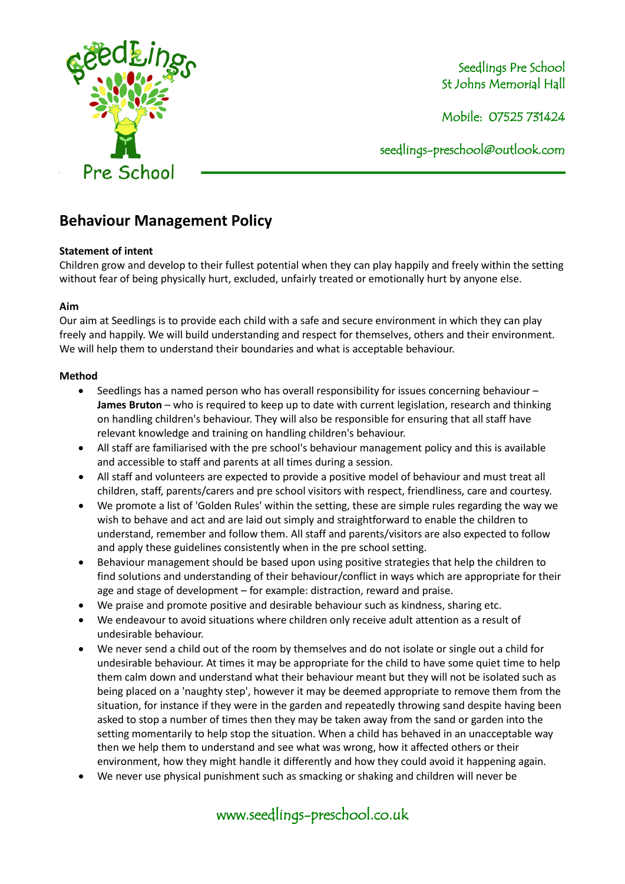Seedlings Pre School
St Johns Memorial Hall

Mobile: 07525 731424

seedlings-preschool@outlook.com

# Behaviour Management Policy

**Statement of intent**
Children grow and develop to their fullest potential when they can play happily and freely within the setting without fear of being physically hurt, excluded, unfairly treated or emotionally hurt by anyone else.

**Aim**
Our aim at Seedlings is to provide each child with a safe and secure environment in which they can play freely and happily. We will build understanding and respect for themselves, others and their environment. We will help them to understand their boundaries and what is acceptable behaviour.

**Method**

- Seedlings has a named person who has overall responsibility for issues concerning behaviour – **James Bruton** – who is required to keep up to date with current legislation, research and thinking on handling children's behaviour. They will also be responsible for ensuring that all staff have relevant knowledge and training on handling children's behaviour.
- All staff are familiarised with the pre school's behaviour management policy and this is available and accessible to staff and parents at all times during a session.
- All staff and volunteers are expected to provide a positive model of behaviour and must treat all children, staff, parents/carers and pre school visitors with respect, friendliness, care and courtesy.
- We promote a list of 'Golden Rules' within the setting, these are simple rules regarding the way we wish to behave and act and are laid out simply and straightforward to enable the children to understand, remember and follow them. All staff and parents/visitors are also expected to follow and apply these guidelines consistently when in the pre school setting.
- Behaviour management should be based upon using positive strategies that help the children to find solutions and understanding of their behaviour/conflict in ways which are appropriate for their age and stage of development – for example: distraction, reward and praise.
- We praise and promote positive and desirable behaviour such as kindness, sharing etc.
- We endeavour to avoid situations where children only receive adult attention as a result of undesirable behaviour.
- We never send a child out of the room by themselves and do not isolate or single out a child for undesirable behaviour. At times it may be appropriate for the child to have some quiet time to help them calm down and understand what their behaviour meant but they will not be isolated such as being placed on a 'naughty step', however it may be deemed appropriate to remove them from the situation, for instance if they were in the garden and repeatedly throwing sand despite having been asked to stop a number of times then they may be taken away from the sand or garden into the setting momentarily to help stop the situation. When a child has behaved in an unacceptable way then we help them to understand and see what was wrong, how it affected others or their environment, how they might handle it differently and how they could avoid it happening again.
- We never use physical punishment such as smacking or shaking and children will never be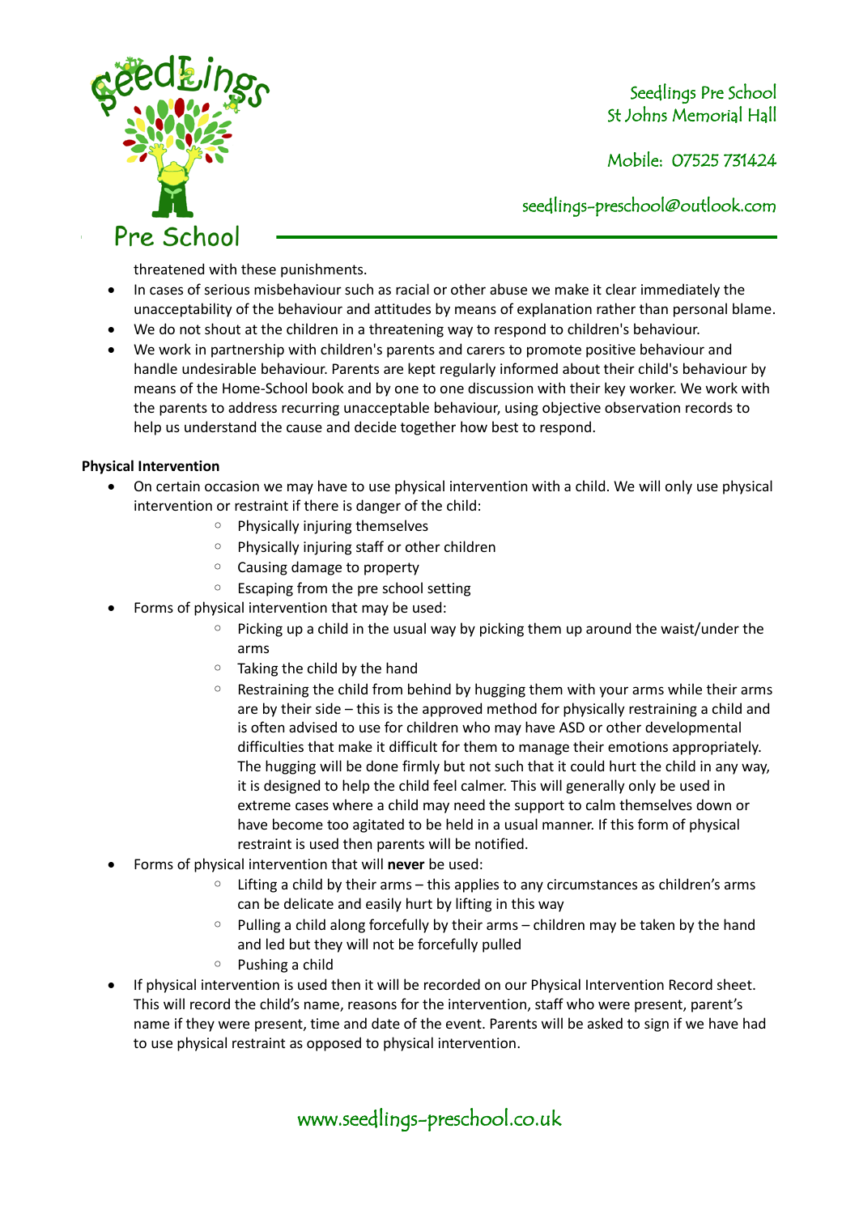threatened with these punishments.

- In cases of serious misbehaviour such as racial or other abuse we make it clear immediately the unacceptability of the behaviour and attitudes by means of explanation rather than personal blame.
- We do not shout at the children in a threatening way to respond to children's behaviour.
- We work in partnership with children's parents and carers to promote positive behaviour and handle undesirable behaviour. Parents are kept regularly informed about their child's behaviour by means of the Home-School book and by one to one discussion with their key worker. We work with the parents to address recurring unacceptable behaviour, using objective observation records to help us understand the cause and decide together how best to respond.

**Physical Intervention**

- On certain occasion we may have to use physical intervention with a child. We will only use physical intervention or restraint if there is danger of the child:
  - Physically injuring themselves
  - Physically injuring staff or other children
  - Causing damage to property
  - Escaping from the pre school setting
- Forms of physical intervention that may be used:
  - Picking up a child in the usual way by picking them up around the waist/under the arms
  - Taking the child by the hand
  - Restraining the child from behind by hugging them with your arms while their arms are by their side – this is the approved method for physically restraining a child and is often advised to use for children who may have ASD or other developmental difficulties that make it difficult for them to manage their emotions appropriately. The hugging will be done firmly but not such that it could hurt the child in any way, it is designed to help the child feel calmer. This will generally only be used in extreme cases where a child may need the support to calm themselves down or have become too agitated to be held in a usual manner. If this form of physical restraint is used then parents will be notified.
- Forms of physical intervention that will **never** be used:
  - Lifting a child by their arms – this applies to any circumstances as children's arms can be delicate and easily hurt by lifting in this way
  - Pulling a child along forcefully by their arms – children may be taken by the hand and led but they will not be forcefully pulled
  - Pushing a child
- If physical intervention is used then it will be recorded on our Physical Intervention Record sheet. This will record the child's name, reasons for the intervention, staff who were present, parent's name if they were present, time and date of the event. Parents will be asked to sign if we have had to use physical restraint as opposed to physical intervention.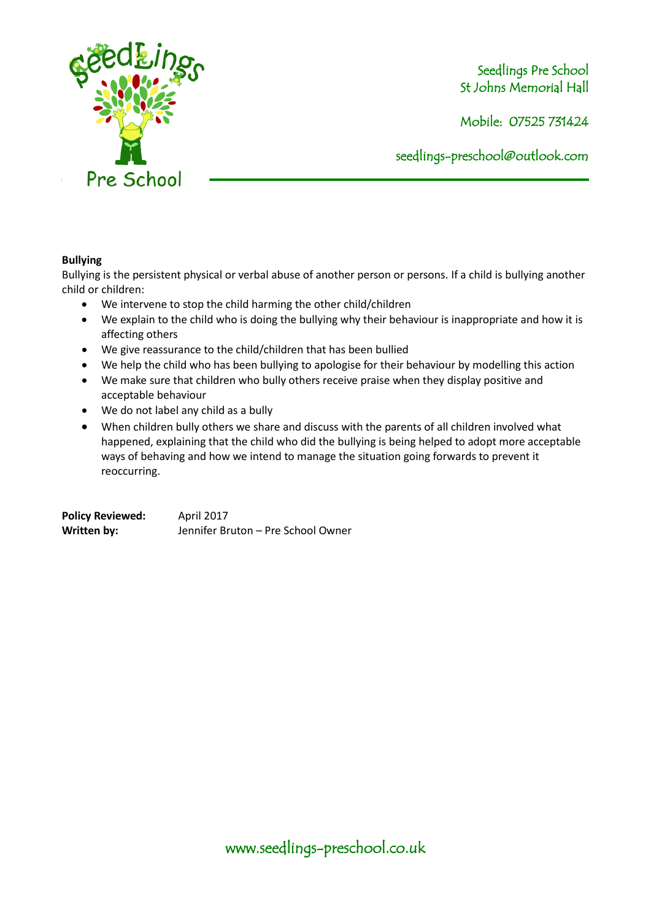Seedlings Pre School
St Johns Memorial Hall

Mobile: 07525 731424

seedlings-preschool@outlook.com

**Bullying**

Bullying is the persistent physical or verbal abuse of another person or persons. If a child is bullying another child or children:

- We intervene to stop the child harming the other child/children
- We explain to the child who is doing the bullying why their behaviour is inappropriate and how it is affecting others
- We give reassurance to the child/children that has been bullied
- We help the child who has been bullying to apologise for their behaviour by modelling this action
- We make sure that children who bully others receive praise when they display positive and acceptable behaviour
- We do not label any child as a bully
- When children bully others we share and discuss with the parents of all children involved what happened, explaining that the child who did the bullying is being helped to adopt more acceptable ways of behaving and how we intend to manage the situation going forwards to prevent it reoccurring.

**Policy Reviewed:** April 2017
**Written by:** Jennifer Bruton – Pre School Owner

www.seedlings-preschool.co.uk